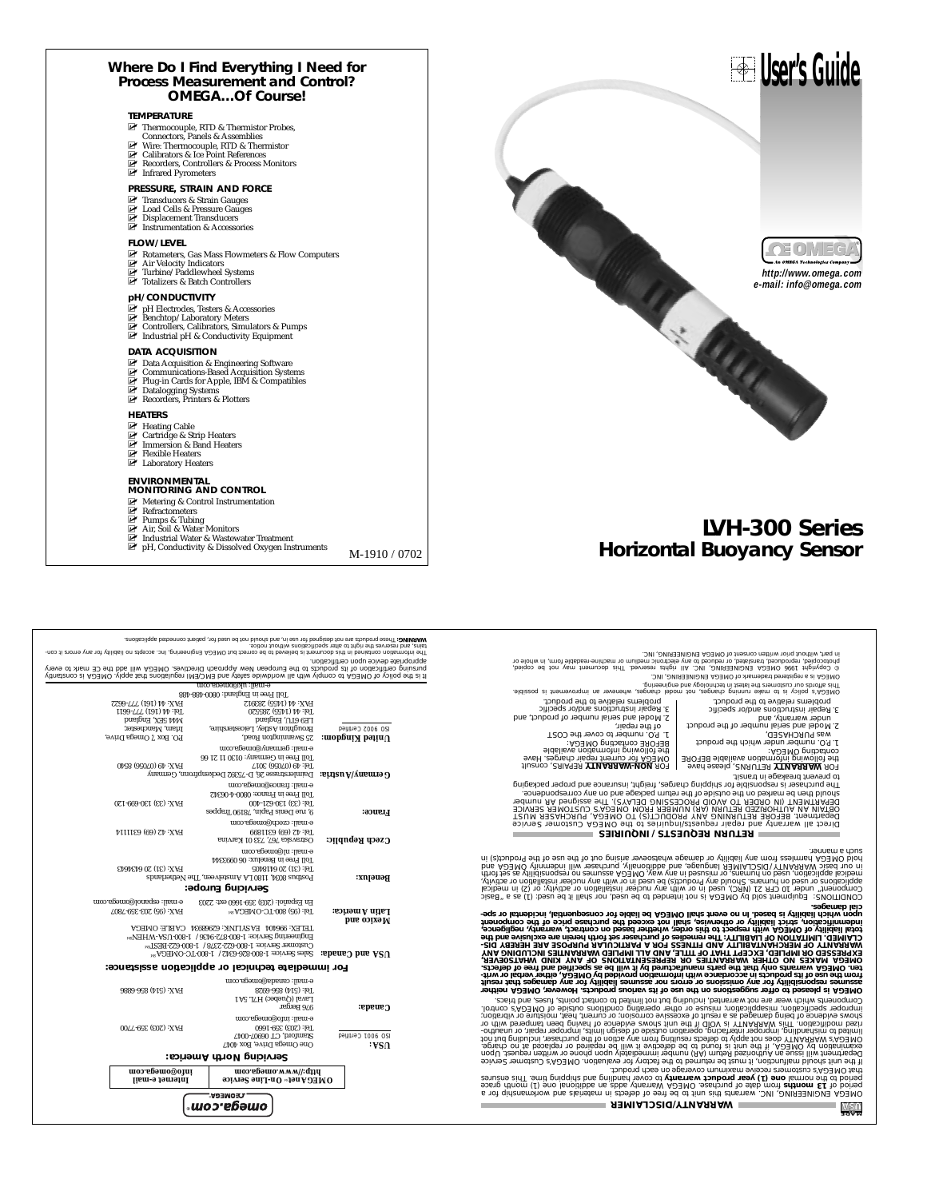# Where Do I Find Everything I Need for Process Measurement and Control? OMEGA…Of Course!

### TEMPERATURE

- Thermocouple, RTD & Thermistor Probes, Connectors, Panels & Assemblies
- Wire: Thermocouple, RTD & Thermistor
- Calibrators & Ice Point References
- Recorders, Controllers & Process Monitors
- Infrared Pyrometers

### PRESSURE, STRAIN AND FORCE

- Transducers & Strain Gauges
- Load Cells & Pressure Gauges
- Displacement Transducers
- Instrumentation & Accessories

### FLOW/LEVEL

- Rotameters, Gas Mass Flowmeters & Flow Computers
- Air Velocity Indicators
- Turbine/Paddlewheel Systems
- Totalizers & Batch Controllers

### pH/CONDUCTIVITY

- pH Electrodes, Testers & Accessories
- Benchtop/Laboratory Meters
- Controllers, Calibrators, Simulators & Pumps
- Industrial pH & Conductivity Equipment

### DATA ACQUISITION

- Data Acquisition & Engineering Software
- Communications-Based Acquisition Systems
- Plug-in Cards for Apple, IBM & Compatibles
- Datalogging Systems
- Recorders, Printers & Plotters

### HEATERS

- Heating Cable
- Cartridge & Strip Heaters
- Immersion & Band Heaters
- Flexible Heaters
- Laboratory Heaters

### ENVIRONMENTAL MONITORING AND CONTROL

- Metering & Control Instrumentation
- Refractometers
- Pumps & Tubing
- Air, Soil & Water Monitors
- Industrial Water & Wastewater Treatment
- pH, Conductivity & Dissolved Oxygen Instruments

M-1910 / 0702

# User's Guide

OMEGA — An OMEGA Technologies Company

*http://www.omega.com*
*e-mail: info@omega.com*

# LVH-300 Series
## Horizontal Buoyancy Sensor

---

## WARRANTY/DISCLAIMER

OMEGA ENGINEERING, INC. warrants this unit to be free of defects in materials and workmanship for a period of **13 months** from date of purchase. OMEGA Warranty adds an additional one (1) month grace period to the normal **one (1) year product warranty** to cover handling and shipping time. This ensures that OMEGA's customers receive maximum coverage on each product.

If the unit should malfunction, it must be returned to the factory for evaluation. OMEGA's Customer Service Department will issue an Authorized Return (AR) number immediately upon phone or written request. Upon examination by OMEGA, if the unit is found to be defective it will be repaired or replaced at no charge. OMEGA's WARRANTY does not apply to defects resulting from any action of the purchaser, including but not limited to mishandling, improper interfacing, operation outside of design limits, improper repair, or unauthorized modification. This WARRANTY is VOID if the unit shows evidence of having been tampered with or shows evidence of being damaged as a result of excessive corrosion; or current, heat, moisture or vibration; improper specification; misapplication; misuse or other operating conditions outside of OMEGA's control. Components which wear are not warranted, including but not limited to contact points, fuses, and triacs.

**OMEGA is pleased to offer suggestions on the use of its various products. However, OMEGA neither assumes responsibility for any omissions or errors nor assumes liability for any damages that result from the use of its products in accordance with information provided by OMEGA, either verbal or written. OMEGA warrants only that the parts manufactured by it will be as specified and free of defects. OMEGA MAKES NO OTHER WARRANTIES OR REPRESENTATIONS OF ANY KIND WHATSOEVER, EXPRESSED OR IMPLIED, EXCEPT THAT OF TITLE, AND ALL IMPLIED WARRANTIES INCLUDING ANY WARRANTY OF MERCHANTABILITY AND FITNESS FOR A PARTICULAR PURPOSE ARE HEREBY DISCLAIMED. LIMITATION OF LIABILITY: The remedies of purchaser set forth herein are exclusive and the total liability of OMEGA with respect to this order, whether based on contract, warranty, negligence, indemnification, strict liability or otherwise, shall not exceed the purchase price of the component upon which liability is based. In no event shall OMEGA be liable for consequential, incidental or special damages.**

CONDITIONS: Equipment sold by OMEGA is not intended to be used, nor shall it be used: (1) as a "Basic Component" under 10 CFR 21 (NRC), used in or with any nuclear installation or activity; or (2) in medical applications or used on humans. Should any Product(s) be used in or with any nuclear installation or activity, medical application, used on humans, or misused in any way, OMEGA assumes no responsibility as set forth in our basic WARRANTY/DISCLAIMER language, and additionally, purchaser will indemnify OMEGA and hold OMEGA harmless from any liability or damage whatsoever arising out of the use of the Product(s) in such a manner.

## RETURN REQUESTS / INQUIRIES

Direct all warranty and repair requests/inquiries to the OMEGA Customer Service Department. BEFORE RETURNING ANY PRODUCT(S) TO OMEGA, PURCHASER MUST OBTAIN AN AUTHORIZED RETURN (AR) NUMBER FROM OMEGA'S CUSTOMER SERVICE DEPARTMENT (IN ORDER TO AVOID PROCESSING DELAYS). The assigned AR number should then be marked on the outside of the return package and on any correspondence.

The purchaser is responsible for shipping charges, freight, insurance and proper packaging to prevent breakage in transit.

FOR **WARRANTY** RETURNS, please have the following information available BEFORE contacting OMEGA:
1. P.O. number under which the product was PURCHASED,
2. Model and serial number of the product under warranty, and
3. Repair instructions and/or specific problems relative to the product.

FOR **NON-WARRANTY** REPAIRS, consult OMEGA for current repair charges. Have the following information available BEFORE contacting OMEGA:
1. P.O. number to cover the COST of the repair,
2. Model and serial number of product, and
3. Repair instructions and/or specific problems relative to the product.

OMEGA's policy is to make running changes, not model changes, whenever an improvement is possible. This affords our customers the latest in technology and engineering.

OMEGA is a registered trademark of OMEGA ENGINEERING, INC.

© Copyright 1996 OMEGA ENGINEERING, INC. All rights reserved. This document may not be copied, photocopied, reproduced, translated, or reduced to any electronic medium or machine-readable form, in whole or in part, without prior written consent of OMEGA ENGINEERING, INC.

---

**omega.com®** OMEGA®

| OMEGAnet® On-Line Service | Internet e-mail |
|---|---|
| http://www.omega.com | info@omega.com |

## Servicing North America:

**USA:** (ISO 9001 Certified)
One Omega Drive, Box 4047
Stamford, CT 06907-0047
Tel: (203) 359-1660 FAX: (203) 359-7700
e-mail: info@omega.com

**Canada:**
976 Bergar
Laval (Quebec) H7L 5A1
Tel: (514) 856-6928 FAX: (514) 856-6886
e-mail: canada@omega.com

## For immediate technical or application assistance:

**USA and Canada:**
Sales Service: 1-800-826-6342 / 1-800-TC-OMEGA℠
Customer Service: 1-800-622-2378 / 1-800-622-BEST℠
Engineering Service: 1-800-872-9436 / 1-800-USA-WHEN℠
TELEX: 996404 EASYLINK: 62968934 CABLE: OMEGA

**Mexico and Latin America:**
Tel: (95) 800-TC-OMEGA℠ FAX: (95) 203-359-7807
En Español: (203) 359-1660 ext: 2203 e-mail: espanol@omega.com

## Servicing Europe:

**Benelux:**
Postbus 8034, 1180 LA Amstelveen, The Netherlands
Tel: (31) 20 6418405 FAX: (31) 20 6434643
Toll Free in Benelux: 06 0993344
e-mail: nl@omega.com

**Czech Republic:**
Ostravska 767, 733 01 Karvina
Tel: 42 (69) 6311899 FAX: 42 (69) 6311114
e-mail: czech@omega.com

**France:**
9, rue Denis Papin, 78190 Trappes
Tel: (33) 130-621-400 FAX: (33) 130-699-120
Toll Free in France: 0800-4-06342
e-mail: france@omega.com

**Germany/Austria:**
Daimlerstrasse 26, D-75392 Deckenpfronn, Germany
Tel: 49 (07056) 3017 FAX: 49 (07056) 8540
Toll Free in Germany: 0130 11 21 66
e-mail: germany@omega.com

**United Kingdom:** (ISO 9002 Certified)
25 Swannington Road, Broughton Astley, Leicestershire, LE9 6TU, England
Tel: 44 (1455) 285520 FAX: 44 (1455) 283912

P.O. Box 7, Omega Drive, Irlam, Manchester, M44 5EX, England
Tel: 44 (161) 777-6611 FAX: 44 (161) 777-6622

Toll Free in England: 0800-488-488
e-mail: uk@omega.com

It is the policy of OMEGA to comply with all worldwide safety and EMC/EMI regulations that apply. OMEGA is constantly pursuing certification of its products to the European New Approach Directives. OMEGA will add the CE mark to every appropriate device upon certification.

The information contained in this document is believed to be correct but OMEGA Engineering, Inc. accepts no liability for any errors it contains, and reserves the right to alter specifications without notice.

**WARNING:** These products are not designed for use in, and should not be used for, patient connected applications.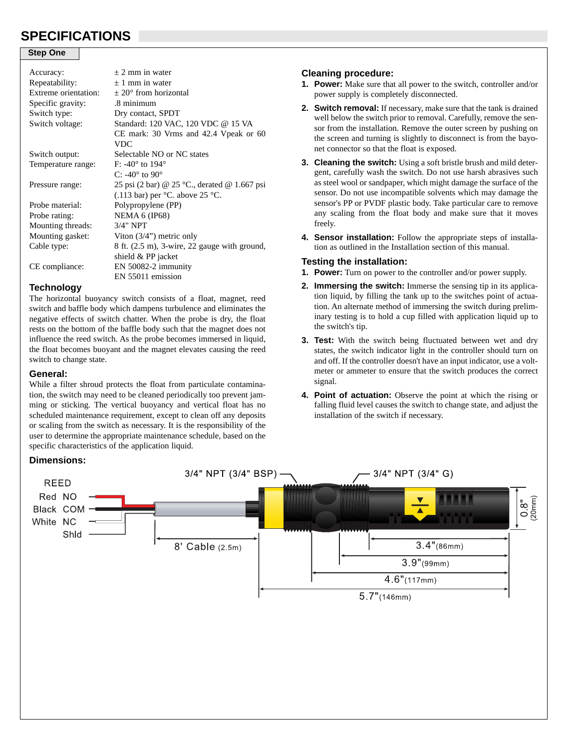# SPECIFICATIONS

**Step One**

| | |
|---|---|
| Accuracy: | ± 2 mm in water |
| Repeatability: | ± 1 mm in water |
| Extreme orientation: | ± 20° from horizontal |
| Specific gravity: | .8 minimum |
| Switch type: | Dry contact, SPDT |
| Switch voltage: | Standard: 120 VAC, 120 VDC @ 15 VA<br>CE mark: 30 Vrms and 42.4 Vpeak or 60 VDC |
| Switch output: | Selectable NO or NC states |
| Temperature range: | F: -40° to 194°<br>C: -40° to 90° |
| Pressure range: | 25 psi (2 bar) @ 25 °C., derated @ 1.667 psi (.113 bar) per °C. above 25 °C. |
| Probe material: | Polypropylene (PP) |
| Probe rating: | NEMA 6 (IP68) |
| Mounting threads: | 3/4" NPT |
| Mounting gasket: | Viton (3/4") metric only |
| Cable type: | 8 ft. (2.5 m), 3-wire, 22 gauge with ground, shield & PP jacket |
| CE compliance: | EN 50082-2 immunity<br>EN 55011 emission |

## Technology

The horizontal buoyancy switch consists of a float, magnet, reed switch and baffle body which dampens turbulence and eliminates the negative effects of switch chatter. When the probe is dry, the float rests on the bottom of the baffle body such that the magnet does not influence the reed switch. As the probe becomes immersed in liquid, the float becomes buoyant and the magnet elevates causing the reed switch to change state.

## General:

While a filter shroud protects the float from particulate contamination, the switch may need to be cleaned periodically too prevent jamming or sticking. The vertical buoyancy and vertical float has no scheduled maintenance requirement, except to clean off any deposits or scaling from the switch as necessary. It is the responsibility of the user to determine the appropriate maintenance schedule, based on the specific characteristics of the application liquid.

## Cleaning procedure:

1. **Power:** Make sure that all power to the switch, controller and/or power supply is completely disconnected.
2. **Switch removal:** If necessary, make sure that the tank is drained well below the switch prior to removal. Carefully, remove the sensor from the installation. Remove the outer screen by pushing on the screen and turning is slightly to disconnect is from the bayonet connector so that the float is exposed.
3. **Cleaning the switch:** Using a soft bristle brush and mild detergent, carefully wash the switch. Do not use harsh abrasives such as steel wool or sandpaper, which might damage the surface of the sensor. Do not use incompatible solvents which may damage the sensor's PP or PVDF plastic body. Take particular care to remove any scaling from the float body and make sure that it moves freely.
4. **Sensor installation:** Follow the appropriate steps of installation as outlined in the Installation section of this manual.

## Testing the installation:

1. **Power:** Turn on power to the controller and/or power supply.
2. **Immersing the switch:** Immerse the sensing tip in its application liquid, by filling the tank up to the switches point of actuation. An alternate method of immersing the switch during preliminary testing is to hold a cup filled with application liquid up to the switch's tip.
3. **Test:** With the switch being fluctuated between wet and dry states, the switch indicator light in the controller should turn on and off. If the controller doesn't have an input indicator, use a voltmeter or ammeter to ensure that the switch produces the correct signal.
4. **Point of actuation:** Observe the point at which the rising or falling fluid level causes the switch to change state, and adjust the installation of the switch if necessary.

## Dimensions:

REED
Red NO
Black COM
White NC
Shld

3/4" NPT (3/4" BSP)
3/4" NPT (3/4" G)

8' Cable (2.5m)
3.4" (86mm)
3.9" (99mm)
4.6" (117mm)
5.7" (146mm)
0.8" (20mm)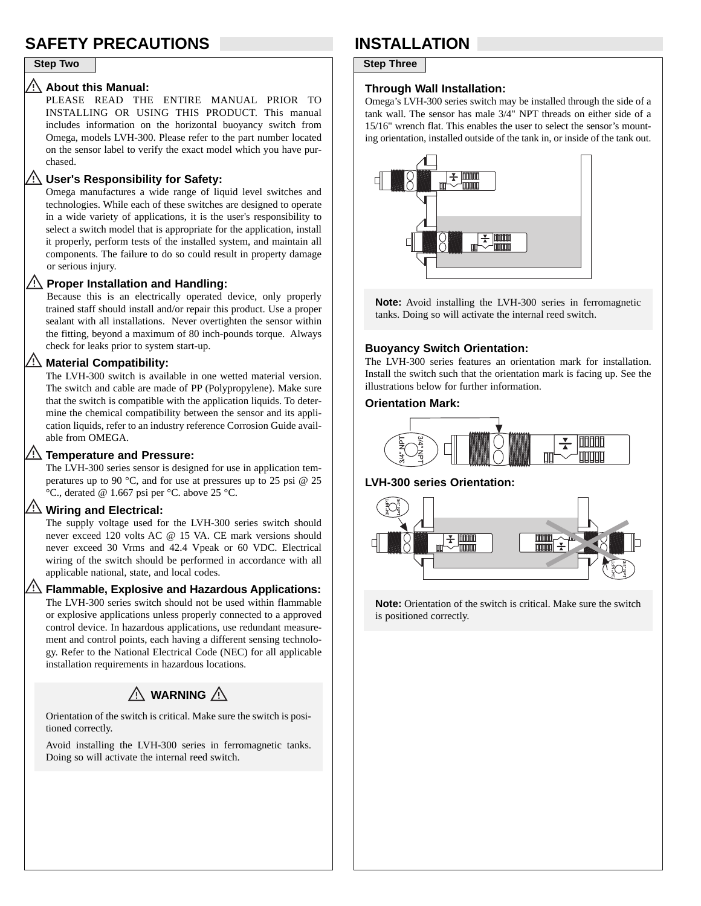# SAFETY PRECAUTIONS

**Step Two**

### ⚠ About this Manual:

PLEASE READ THE ENTIRE MANUAL PRIOR TO INSTALLING OR USING THIS PRODUCT. This manual includes information on the horizontal buoyancy switch from Omega, models LVH-300. Please refer to the part number located on the sensor label to verify the exact model which you have purchased.

### ⚠ User's Responsibility for Safety:

Omega manufactures a wide range of liquid level switches and technologies. While each of these switches are designed to operate in a wide variety of applications, it is the user's responsibility to select a switch model that is appropriate for the application, install it properly, perform tests of the installed system, and maintain all components. The failure to do so could result in property damage or serious injury.

### ⚠ Proper Installation and Handling:

Because this is an electrically operated device, only properly trained staff should install and/or repair this product. Use a proper sealant with all installations. Never overtighten the sensor within the fitting, beyond a maximum of 80 inch-pounds torque. Always check for leaks prior to system start-up.

### ⚠ Material Compatibility:

The LVH-300 switch is available in one wetted material version. The switch and cable are made of PP (Polypropylene). Make sure that the switch is compatible with the application liquids. To determine the chemical compatibility between the sensor and its application liquids, refer to an industry reference Corrosion Guide available from OMEGA.

### ⚠ Temperature and Pressure:

The LVH-300 series sensor is designed for use in application temperatures up to 90 °C, and for use at pressures up to 25 psi @ 25 °C., derated @ 1.667 psi per °C. above 25 °C.

### ⚠ Wiring and Electrical:

The supply voltage used for the LVH-300 series switch should never exceed 120 volts AC @ 15 VA. CE mark versions should never exceed 30 Vrms and 42.4 Vpeak or 60 VDC. Electrical wiring of the switch should be performed in accordance with all applicable national, state, and local codes.

### ⚠ Flammable, Explosive and Hazardous Applications:

The LVH-300 series switch should not be used within flammable or explosive applications unless properly connected to a approved control device. In hazardous applications, use redundant measurement and control points, each having a different sensing technology. Refer to the National Electrical Code (NEC) for all applicable installation requirements in hazardous locations.

**⚠ WARNING ⚠**

Orientation of the switch is critical. Make sure the switch is positioned correctly.

Avoid installing the LVH-300 series in ferromagnetic tanks. Doing so will activate the internal reed switch.

# INSTALLATION

**Step Three**

### Through Wall Installation:

Omega's LVH-300 series switch may be installed through the side of a tank wall. The sensor has male 3/4" NPT threads on either side of a 15/16" wrench flat. This enables the user to select the sensor's mounting orientation, installed outside of the tank in, or inside of the tank out.

**Note:** Avoid installing the LVH-300 series in ferromagnetic tanks. Doing so will activate the internal reed switch.

### Buoyancy Switch Orientation:

The LVH-300 series features an orientation mark for installation. Install the switch such that the orientation mark is facing up. See the illustrations below for further information.

### Orientation Mark:

### LVH-300 series Orientation:

**Note:** Orientation of the switch is critical. Make sure the switch is positioned correctly.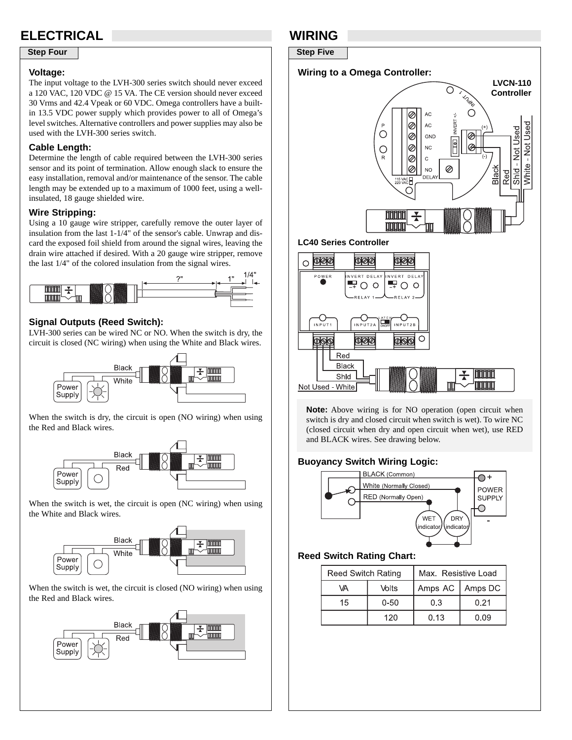# ELECTRICAL

## Step Four

### Voltage:

The input voltage to the LVH-300 series switch should never exceed a 120 VAC, 120 VDC @ 15 VA. The CE version should never exceed 30 Vrms and 42.4 Vpeak or 60 VDC. Omega controllers have a built-in 13.5 VDC power supply which provides power to all of Omega's level switches. Alternative controllers and power supplies may also be used with the LVH-300 series switch.

### Cable Length:

Determine the length of cable required between the LVH-300 series sensor and its point of termination. Allow enough slack to ensure the easy installation, removal and/or maintenance of the sensor. The cable length may be extended up to a maximum of 1000 feet, using a well-insulated, 18 gauge shielded wire.

### Wire Stripping:

Using a 10 gauge wire stripper, carefully remove the outer layer of insulation from the last 1-1/4" of the sensor's cable. Unwrap and discard the exposed foil shield from around the signal wires, leaving the drain wire attached if desired. With a 20 gauge wire stripper, remove the last 1/4" of the colored insulation from the signal wires.

?"
1"
1/4"

### Signal Outputs (Reed Switch):

LVH-300 series can be wired NC or NO. When the switch is dry, the circuit is closed (NC wiring) when using the White and Black wires.

Black
White
Power Supply

When the switch is dry, the circuit is open (NO wiring) when using the Red and Black wires.

Black
Red
Power Supply

When the switch is wet, the circuit is open (NC wiring) when using the White and Black wires.

Black
White
Power Supply

When the switch is wet, the circuit is closed (NO wiring) when using the Red and Black wires.

Black
Red
Power Supply

# WIRING

## Step Five

### Wiring to a Omega Controller:

LVCN-110 Controller

INPUT 1
P
R
AC
AC
GND
NC
C
NO
DELAY
115 VAC
220 VAC
INVERT +/-
(+)
(-)
Black
Red
Shld - Not Used
White - Not Used

**LC40 Series Controller**

POWER
INVERT DELAY
RELAY 1
INVERT DELAY
RELAY 2
INPUT1
INPUT2A
LATCH
ON/OFF
INPUT2B
Red
Black
Shld
Not Used - White

**Note:** Above wiring is for NO operation (open circuit when switch is dry and closed circuit when switch is wet). To wire NC (closed circuit when dry and open circuit when wet), use RED and BLACK wires. See drawing below.

### Buoyancy Switch Wiring Logic:

BLACK (Common)
White (Normally Closed)
RED (Normally Open)
+
POWER SUPPLY
-
WET indicator
DRY indicator

### Reed Switch Rating Chart:

| Reed Switch Rating | | Max. Resistive Load | |
|---|---|---|---|
| VA | Volts | Amps AC | Amps DC |
| 15 | 0-50 | 0.3 | 0.21 |
| | 120 | 0.13 | 0.09 |